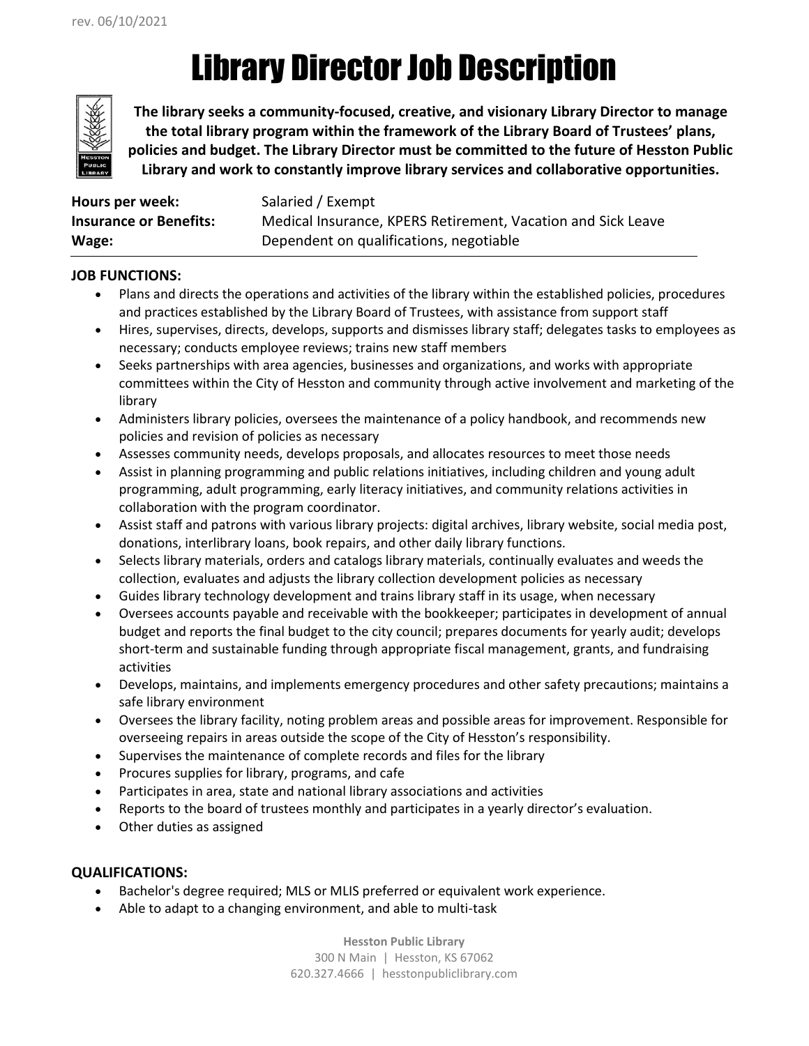rev. 06/10/2021

# Library Director Job Description

**The library seeks a community-focused, creative, and visionary Library Director to manage the total library program within the framework of the Library Board of Trustees' plans, policies and budget. The Library Director must be committed to the future of Hesston Public Library and work to constantly improve library services and collaborative opportunities.**

| | |
|---|---|
| **Hours per week:** | Salaried / Exempt |
| **Insurance or Benefits:** | Medical Insurance, KPERS Retirement, Vacation and Sick Leave |
| **Wage:** | Dependent on qualifications, negotiable |

## JOB FUNCTIONS:

- Plans and directs the operations and activities of the library within the established policies, procedures and practices established by the Library Board of Trustees, with assistance from support staff
- Hires, supervises, directs, develops, supports and dismisses library staff; delegates tasks to employees as necessary; conducts employee reviews; trains new staff members
- Seeks partnerships with area agencies, businesses and organizations, and works with appropriate committees within the City of Hesston and community through active involvement and marketing of the library
- Administers library policies, oversees the maintenance of a policy handbook, and recommends new policies and revision of policies as necessary
- Assesses community needs, develops proposals, and allocates resources to meet those needs
- Assist in planning programming and public relations initiatives, including children and young adult programming, adult programming, early literacy initiatives, and community relations activities in collaboration with the program coordinator.
- Assist staff and patrons with various library projects: digital archives, library website, social media post, donations, interlibrary loans, book repairs, and other daily library functions.
- Selects library materials, orders and catalogs library materials, continually evaluates and weeds the collection, evaluates and adjusts the library collection development policies as necessary
- Guides library technology development and trains library staff in its usage, when necessary
- Oversees accounts payable and receivable with the bookkeeper; participates in development of annual budget and reports the final budget to the city council; prepares documents for yearly audit; develops short-term and sustainable funding through appropriate fiscal management, grants, and fundraising activities
- Develops, maintains, and implements emergency procedures and other safety precautions; maintains a safe library environment
- Oversees the library facility, noting problem areas and possible areas for improvement. Responsible for overseeing repairs in areas outside the scope of the City of Hesston's responsibility.
- Supervises the maintenance of complete records and files for the library
- Procures supplies for library, programs, and cafe
- Participates in area, state and national library associations and activities
- Reports to the board of trustees monthly and participates in a yearly director's evaluation.
- Other duties as assigned

## QUALIFICATIONS:

- Bachelor's degree required; MLS or MLIS preferred or equivalent work experience.
- Able to adapt to a changing environment, and able to multi-task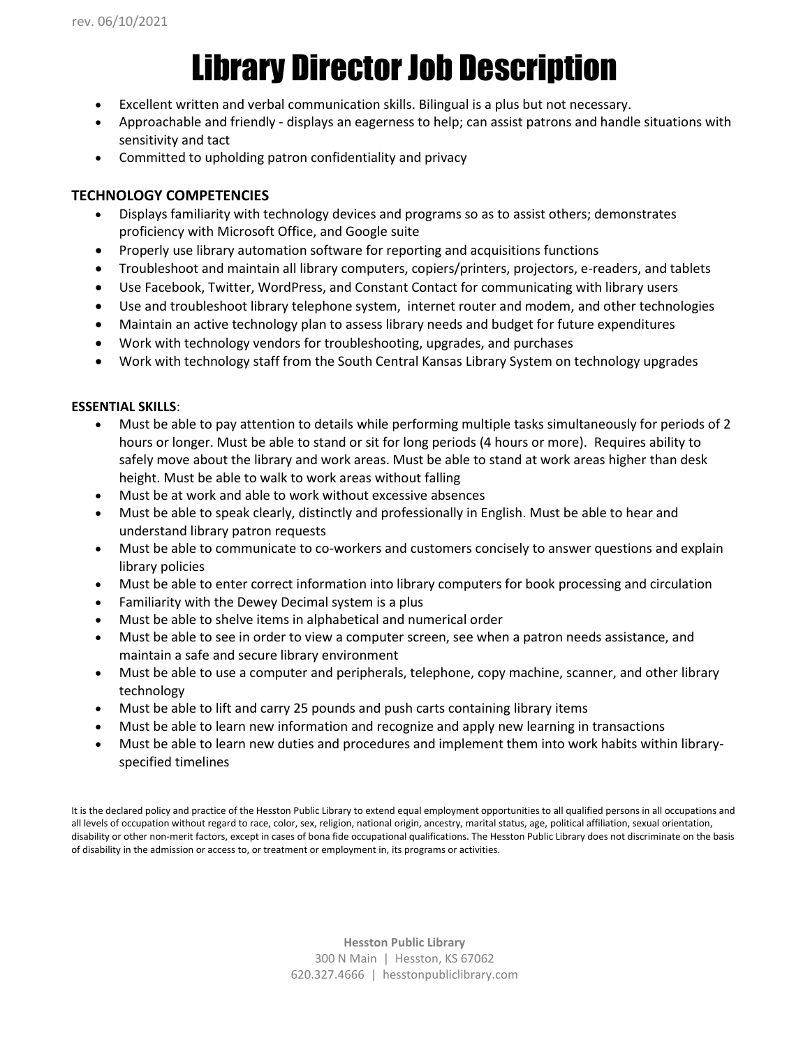# Library Director Job Description

- Excellent written and verbal communication skills. Bilingual is a plus but not necessary.
- Approachable and friendly - displays an eagerness to help; can assist patrons and handle situations with sensitivity and tact
- Committed to upholding patron confidentiality and privacy

**TECHNOLOGY COMPETENCIES**

- Displays familiarity with technology devices and programs so as to assist others; demonstrates proficiency with Microsoft Office, and Google suite
- Properly use library automation software for reporting and acquisitions functions
- Troubleshoot and maintain all library computers, copiers/printers, projectors, e-readers, and tablets
- Use Facebook, Twitter, WordPress, and Constant Contact for communicating with library users
- Use and troubleshoot library telephone system, internet router and modem, and other technologies
- Maintain an active technology plan to assess library needs and budget for future expenditures
- Work with technology vendors for troubleshooting, upgrades, and purchases
- Work with technology staff from the South Central Kansas Library System on technology upgrades

**ESSENTIAL SKILLS**:

- Must be able to pay attention to details while performing multiple tasks simultaneously for periods of 2 hours or longer. Must be able to stand or sit for long periods (4 hours or more). Requires ability to safely move about the library and work areas. Must be able to stand at work areas higher than desk height. Must be able to walk to work areas without falling
- Must be at work and able to work without excessive absences
- Must be able to speak clearly, distinctly and professionally in English. Must be able to hear and understand library patron requests
- Must be able to communicate to co-workers and customers concisely to answer questions and explain library policies
- Must be able to enter correct information into library computers for book processing and circulation
- Familiarity with the Dewey Decimal system is a plus
- Must be able to shelve items in alphabetical and numerical order
- Must be able to see in order to view a computer screen, see when a patron needs assistance, and maintain a safe and secure library environment
- Must be able to use a computer and peripherals, telephone, copy machine, scanner, and other library technology
- Must be able to lift and carry 25 pounds and push carts containing library items
- Must be able to learn new information and recognize and apply new learning in transactions
- Must be able to learn new duties and procedures and implement them into work habits within library-specified timelines

It is the declared policy and practice of the Hesston Public Library to extend equal employment opportunities to all qualified persons in all occupations and all levels of occupation without regard to race, color, sex, religion, national origin, ancestry, marital status, age, political affiliation, sexual orientation, disability or other non-merit factors, except in cases of bona fide occupational qualifications. The Hesston Public Library does not discriminate on the basis of disability in the admission or access to, or treatment or employment in, its programs or activities.